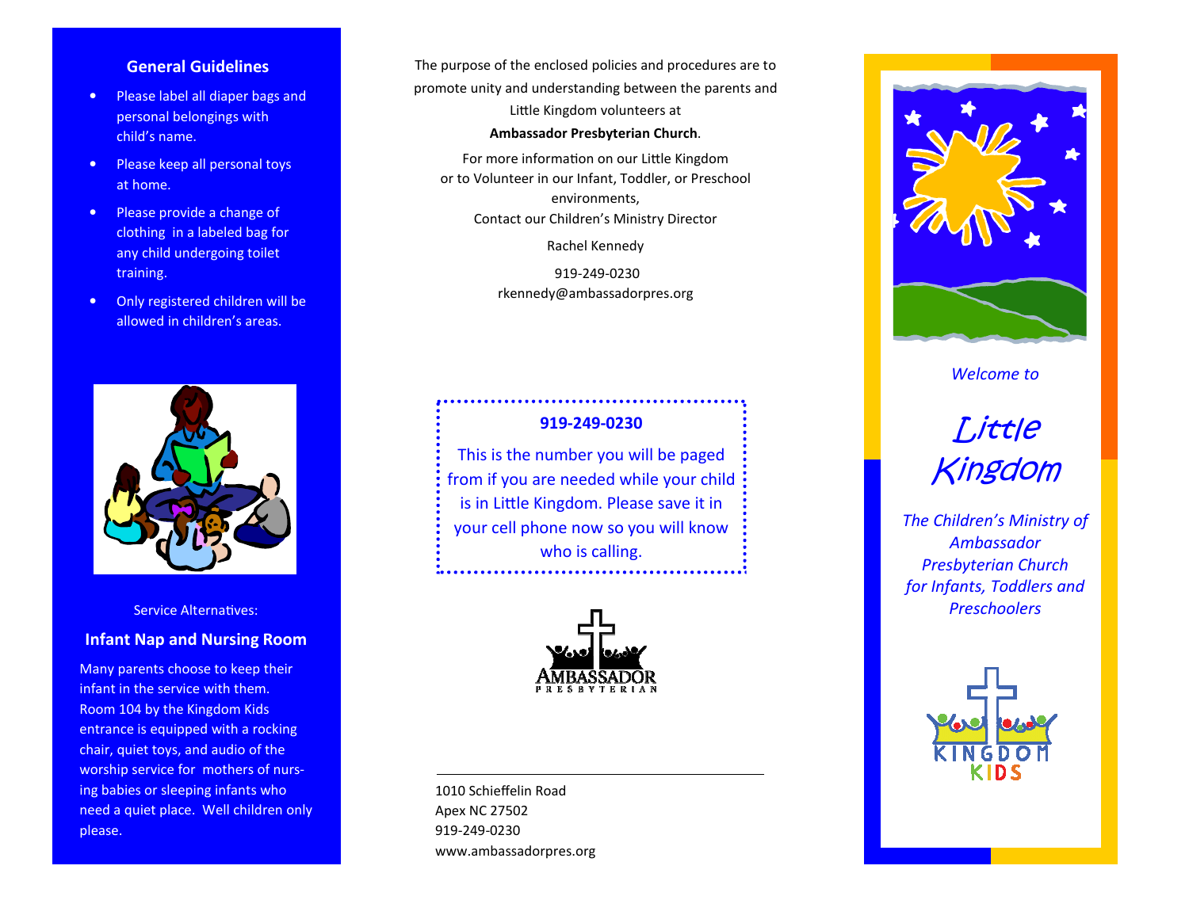## General Guidelines

- Please label all diaper bags and personal belongings with child's name.
- Please keep all personal toys at home.
- Please provide a change of clothing in a labeled bag for any child undergoing toilet training.
- Only registered children will be allowed in children's areas.

Service Alternatives:

## Infant Nap and Nursing Room

Many parents choose to keep their infant in the service with them. Room 104 by the Kingdom Kids entrance is equipped with a rocking chair, quiet toys, and audio of the worship service for mothers of nursing babies or sleeping infants who need a quiet place. Well children only please.

The purpose of the enclosed policies and procedures are to promote unity and understanding between the parents and Little Kingdom volunteers at **Ambassador Presbyterian Church**.

For more information on our Little Kingdom or to Volunteer in our Infant, Toddler, or Preschool environments,
Contact our Children's Ministry Director

Rachel Kennedy

919-249-0230
rkennedy@ambassadorpres.org

**919-249-0230**

This is the number you will be paged from if you are needed while your child is in Little Kingdom. Please save it in your cell phone now so you will know who is calling.

AMBASSADOR PRESBYTERIAN

1010 Schieffelin Road
Apex NC 27502
919-249-0230
www.ambassadorpres.org

*Welcome to*

# Little Kingdom

*The Children's Ministry of Ambassador Presbyterian Church for Infants, Toddlers and Preschoolers*

KINGDOM KIDS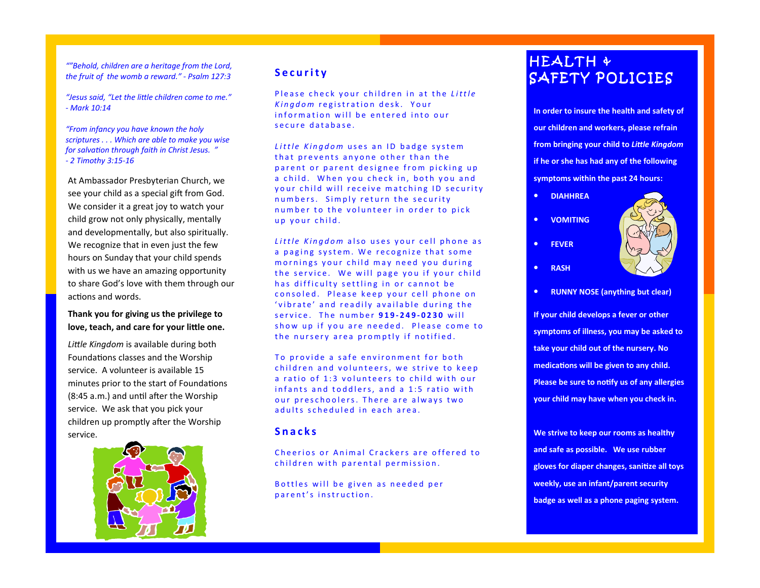*""Behold, children are a heritage from the Lord, the fruit of the womb a reward." - Psalm 127:3*

*"Jesus said, "Let the little children come to me." - Mark 10:14*

*"From infancy you have known the holy scriptures . . . Which are able to make you wise for salvation through faith in Christ Jesus. " - 2 Timothy 3:15-16*

At Ambassador Presbyterian Church, we see your child as a special gift from God. We consider it a great joy to watch your child grow not only physically, mentally and developmentally, but also spiritually. We recognize that in even just the few hours on Sunday that your child spends with us we have an amazing opportunity to share God's love with them through our actions and words.

**Thank you for giving us the privilege to love, teach, and care for your little one.**

*Little Kingdom* is available during both Foundations classes and the Worship service. A volunteer is available 15 minutes prior to the start of Foundations (8:45 a.m.) and until after the Worship service. We ask that you pick your children up promptly after the Worship service.

## Security

Please check your children in at the *Little Kingdom* registration desk. Your information will be entered into our secure database.

*Little Kingdom* uses an ID badge system that prevents anyone other than the parent or parent designee from picking up a child. When you check in, both you and your child will receive matching ID security numbers. Simply return the security number to the volunteer in order to pick up your child.

*Little Kingdom* also uses your cell phone as a paging system. We recognize that some mornings your child may need you during the service. We will page you if your child has difficulty settling in or cannot be consoled. Please keep your cell phone on 'vibrate' and readily available during the service. The number **919-249-0230** will show up if you are needed. Please come to the nursery area promptly if notified.

To provide a safe environment for both children and volunteers, we strive to keep a ratio of 1:3 volunteers to child with our infants and toddlers, and a 1:5 ratio with our preschoolers. There are always two adults scheduled in each area.

## Snacks

Cheerios or Animal Crackers are offered to children with parental permission.

Bottles will be given as needed per parent's instruction.

# HEALTH & SAFETY POLICIES

**In order to insure the health and safety of our children and workers, please refrain from bringing your child to *Little Kingdom* if he or she has had any of the following symptoms within the past 24 hours:**

- **DIAHHREA**
- **VOMITING**
- **FEVER**
- **RASH**
- **RUNNY NOSE (anything but clear)**

**If your child develops a fever or other symptoms of illness, you may be asked to take your child out of the nursery. No medications will be given to any child. Please be sure to notify us of any allergies your child may have when you check in.**

**We strive to keep our rooms as healthy and safe as possible. We use rubber gloves for diaper changes, sanitize all toys weekly, use an infant/parent security badge as well as a phone paging system.**